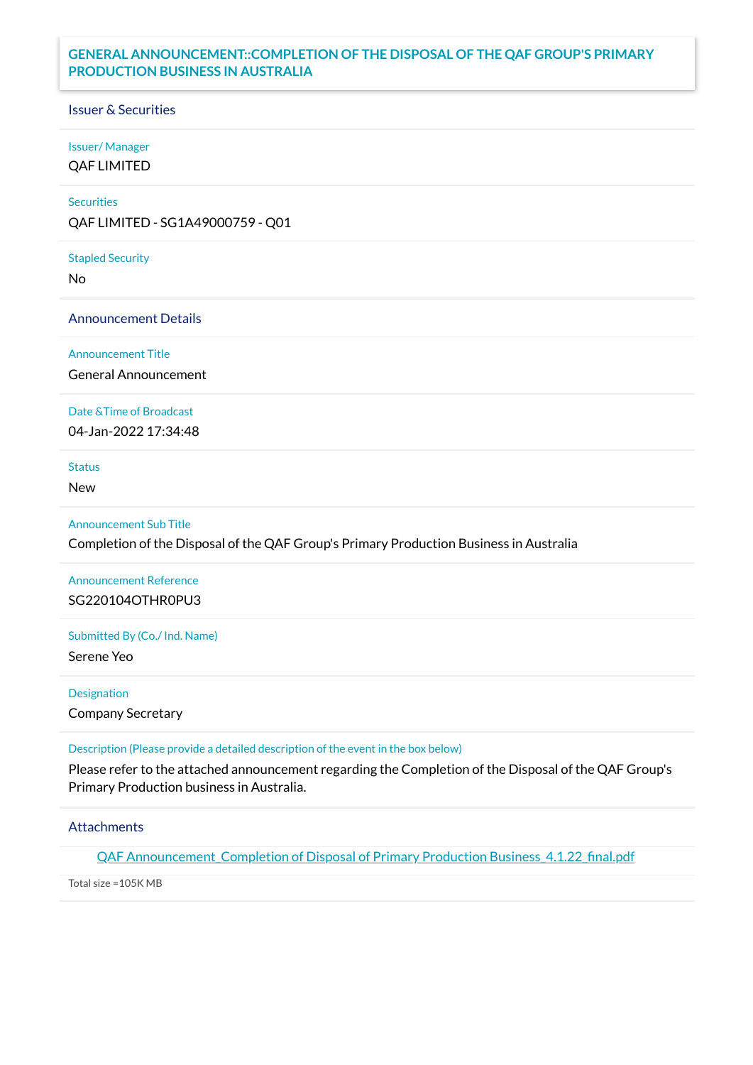# GENERAL ANNOUNCEMENT::COMPLETION OF THE DISPOSAL OF THE QAF GROUP'S PRIMARY PRODUCTION BUSINESS IN AUSTRALIA

## Issuer & Securities

**Issuer/ Manager**
QAF LIMITED

**Securities**
QAF LIMITED - SG1A49000759 - Q01

**Stapled Security**
No

## Announcement Details

**Announcement Title**
General Announcement

**Date &Time of Broadcast**
04-Jan-2022 17:34:48

**Status**
New

**Announcement Sub Title**
Completion of the Disposal of the QAF Group's Primary Production Business in Australia

**Announcement Reference**
SG220104OTHR0PU3

**Submitted By (Co./ Ind. Name)**
Serene Yeo

**Designation**
Company Secretary

**Description (Please provide a detailed description of the event in the box below)**
Please refer to the attached announcement regarding the Completion of the Disposal of the QAF Group's Primary Production business in Australia.

## Attachments

QAF Announcement_Completion of Disposal of Primary Production Business_4.1.22_final.pdf

Total size =105K MB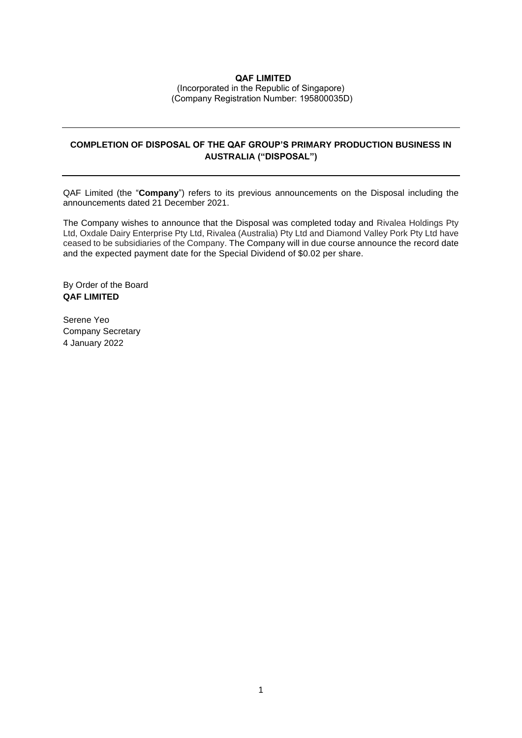**QAF LIMITED**
(Incorporated in the Republic of Singapore)
(Company Registration Number: 195800035D)

---

## COMPLETION OF DISPOSAL OF THE QAF GROUP'S PRIMARY PRODUCTION BUSINESS IN AUSTRALIA ("DISPOSAL")

---

QAF Limited (the "**Company**") refers to its previous announcements on the Disposal including the announcements dated 21 December 2021.

The Company wishes to announce that the Disposal was completed today and Rivalea Holdings Pty Ltd, Oxdale Dairy Enterprise Pty Ltd, Rivalea (Australia) Pty Ltd and Diamond Valley Pork Pty Ltd have ceased to be subsidiaries of the Company. The Company will in due course announce the record date and the expected payment date for the Special Dividend of $0.02 per share.

By Order of the Board
**QAF LIMITED**

Serene Yeo
Company Secretary
4 January 2022